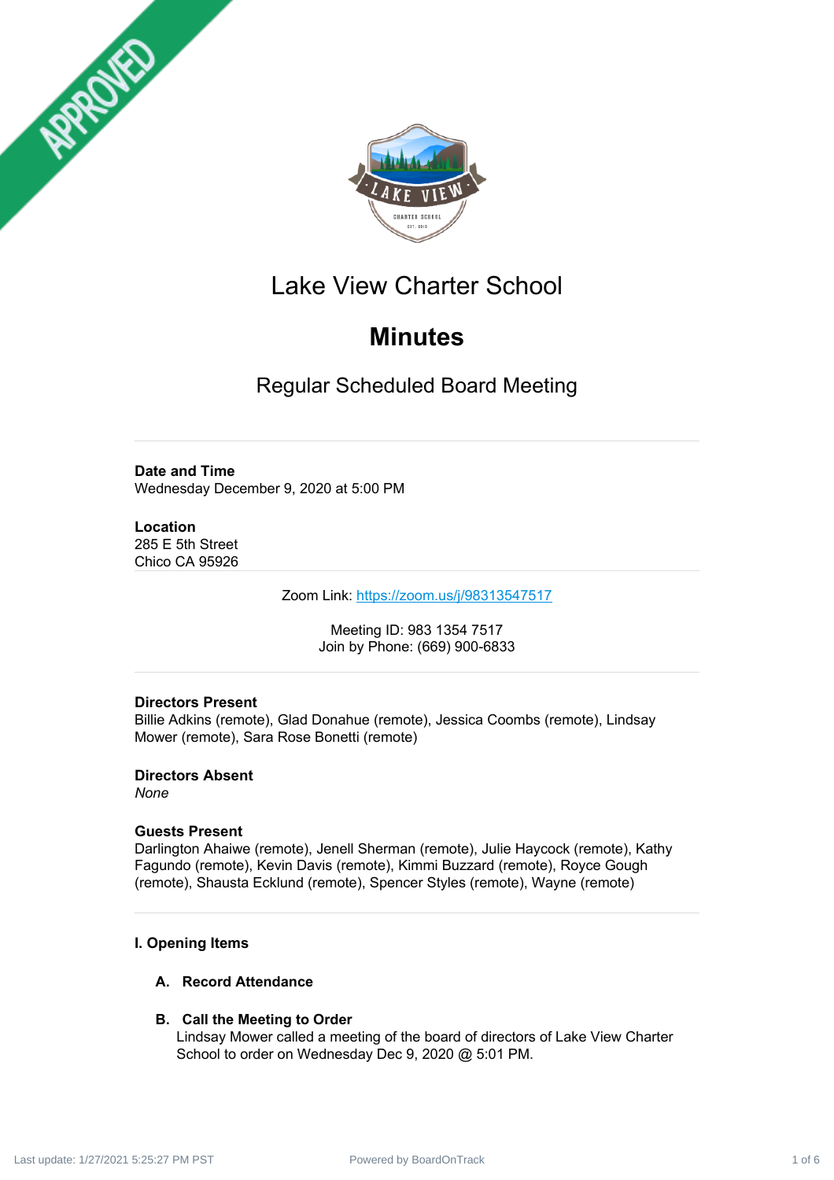# Lake View Charter School

## Minutes

### Regular Scheduled Board Meeting

**Date and Time**
Wednesday December 9, 2020 at 5:00 PM

**Location**
285 E 5th Street
Chico CA 95926

Zoom Link: https://zoom.us/j/98313547517

Meeting ID: 983 1354 7517
Join by Phone: (669) 900-6833

**Directors Present**
Billie Adkins (remote), Glad Donahue (remote), Jessica Coombs (remote), Lindsay Mower (remote), Sara Rose Bonetti (remote)

**Directors Absent**
*None*

**Guests Present**
Darlington Ahaiwe (remote), Jenell Sherman (remote), Julie Haycock (remote), Kathy Fagundo (remote), Kevin Davis (remote), Kimmi Buzzard (remote), Royce Gough (remote), Shausta Ecklund (remote), Spencer Styles (remote), Wayne (remote)

**I. Opening Items**

**A. Record Attendance**

**B. Call the Meeting to Order**
Lindsay Mower called a meeting of the board of directors of Lake View Charter School to order on Wednesday Dec 9, 2020 @ 5:01 PM.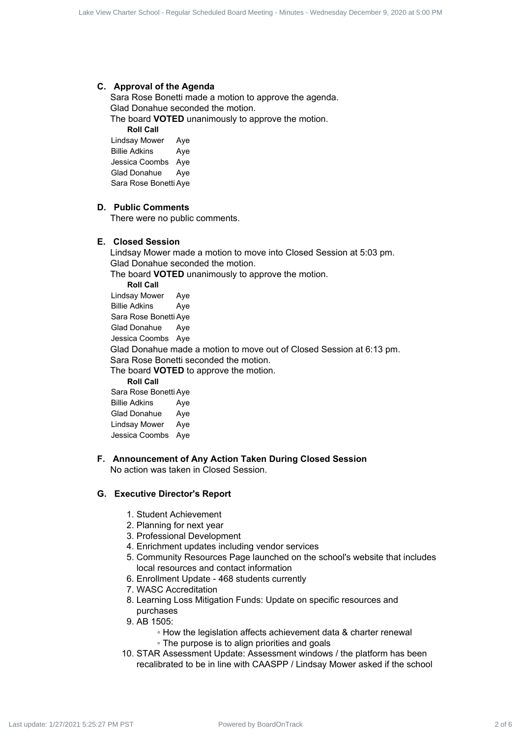### C. Approval of the Agenda

Sara Rose Bonetti made a motion to approve the agenda.
Glad Donahue seconded the motion.
The board **VOTED** unanimously to approve the motion.

**Roll Call**

| | |
|---|---|
| Lindsay Mower | Aye |
| Billie Adkins | Aye |
| Jessica Coombs | Aye |
| Glad Donahue | Aye |
| Sara Rose Bonetti | Aye |

### D. Public Comments

There were no public comments.

### E. Closed Session

Lindsay Mower made a motion to move into Closed Session at 5:03 pm.
Glad Donahue seconded the motion.
The board **VOTED** unanimously to approve the motion.

**Roll Call**

| | |
|---|---|
| Lindsay Mower | Aye |
| Billie Adkins | Aye |
| Sara Rose Bonetti | Aye |
| Glad Donahue | Aye |
| Jessica Coombs | Aye |

Glad Donahue made a motion to move out of Closed Session at 6:13 pm.
Sara Rose Bonetti seconded the motion.
The board **VOTED** to approve the motion.

**Roll Call**

| | |
|---|---|
| Sara Rose Bonetti | Aye |
| Billie Adkins | Aye |
| Glad Donahue | Aye |
| Lindsay Mower | Aye |
| Jessica Coombs | Aye |

### F. Announcement of Any Action Taken During Closed Session

No action was taken in Closed Session.

### G. Executive Director's Report

1. Student Achievement
2. Planning for next year
3. Professional Development
4. Enrichment updates including vendor services
5. Community Resources Page launched on the school's website that includes local resources and contact information
6. Enrollment Update - 468 students currently
7. WASC Accreditation
8. Learning Loss Mitigation Funds: Update on specific resources and purchases
9. AB 1505:
   - How the legislation affects achievement data & charter renewal
   - The purpose is to align priorities and goals
10. STAR Assessment Update: Assessment windows / the platform has been recalibrated to be in line with CAASPP / Lindsay Mower asked if the school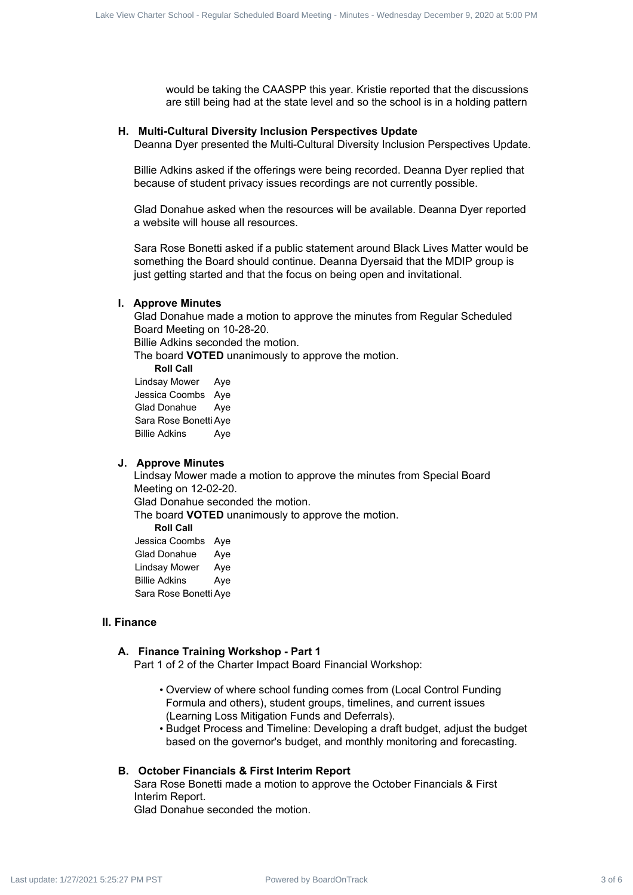would be taking the CAASPP this year. Kristie reported that the discussions are still being had at the state level and so the school is in a holding pattern

### H. Multi-Cultural Diversity Inclusion Perspectives Update

Deanna Dyer presented the Multi-Cultural Diversity Inclusion Perspectives Update.

Billie Adkins asked if the offerings were being recorded. Deanna Dyer replied that because of student privacy issues recordings are not currently possible.

Glad Donahue asked when the resources will be available. Deanna Dyer reported a website will house all resources.

Sara Rose Bonetti asked if a public statement around Black Lives Matter would be something the Board should continue. Deanna Dyersaid that the MDIP group is just getting started and that the focus on being open and invitational.

### I. Approve Minutes

Glad Donahue made a motion to approve the minutes from Regular Scheduled Board Meeting on 10-28-20.

Billie Adkins seconded the motion.

The board **VOTED** unanimously to approve the motion.

**Roll Call**

| | |
|---|---|
| Lindsay Mower | Aye |
| Jessica Coombs | Aye |
| Glad Donahue | Aye |
| Sara Rose Bonetti | Aye |
| Billie Adkins | Aye |

### J. Approve Minutes

Lindsay Mower made a motion to approve the minutes from Special Board Meeting on 12-02-20.

Glad Donahue seconded the motion.

The board **VOTED** unanimously to approve the motion.

**Roll Call**

| | |
|---|---|
| Jessica Coombs | Aye |
| Glad Donahue | Aye |
| Lindsay Mower | Aye |
| Billie Adkins | Aye |
| Sara Rose Bonetti | Aye |

## II. Finance

### A. Finance Training Workshop - Part 1

Part 1 of 2 of the Charter Impact Board Financial Workshop:

- Overview of where school funding comes from (Local Control Funding Formula and others), student groups, timelines, and current issues (Learning Loss Mitigation Funds and Deferrals).
- Budget Process and Timeline: Developing a draft budget, adjust the budget based on the governor's budget, and monthly monitoring and forecasting.

### B. October Financials & First Interim Report

Sara Rose Bonetti made a motion to approve the October Financials & First Interim Report.

Glad Donahue seconded the motion.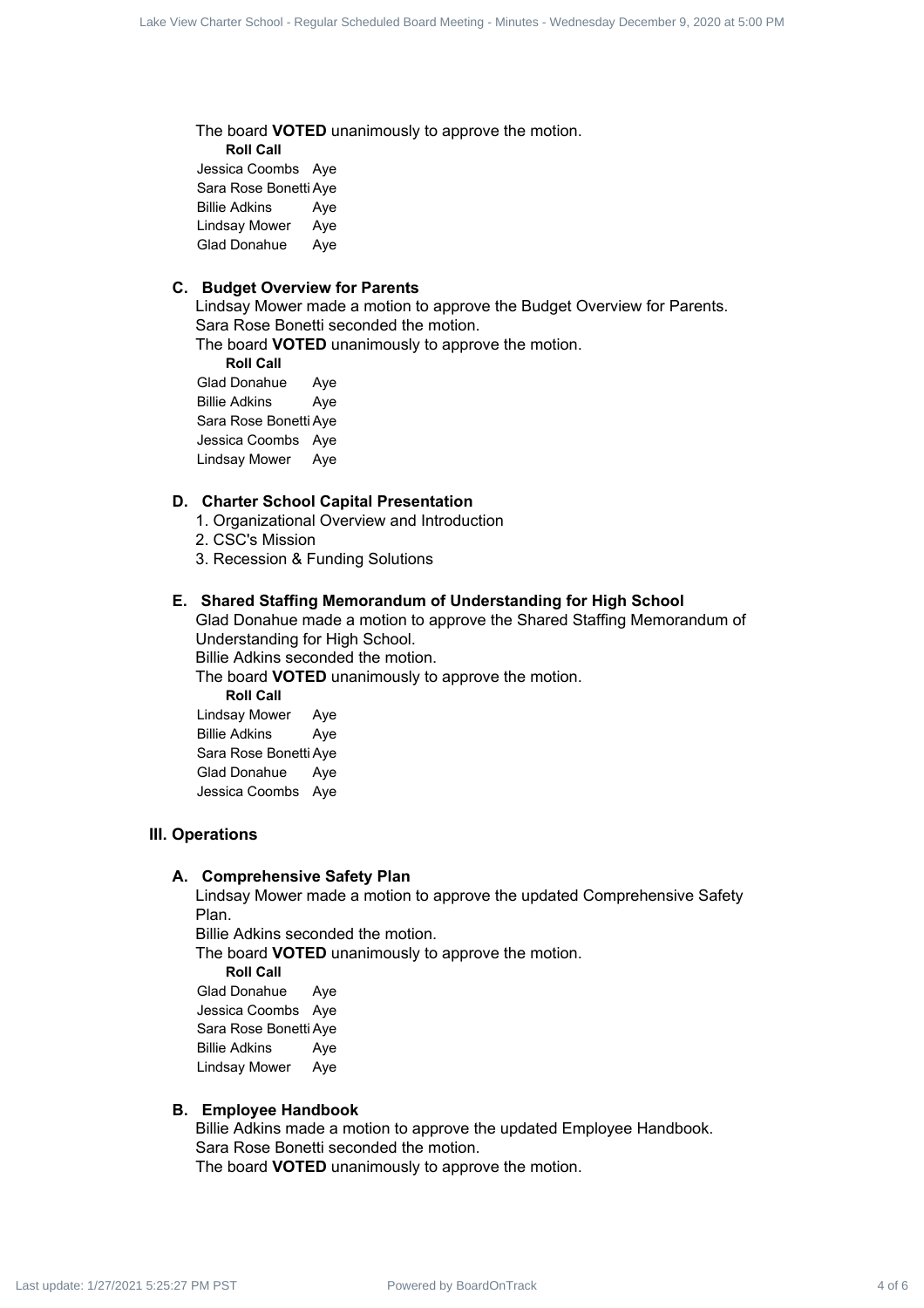The board **VOTED** unanimously to approve the motion.

**Roll Call**

| | |
|---|---|
| Jessica Coombs | Aye |
| Sara Rose Bonetti | Aye |
| Billie Adkins | Aye |
| Lindsay Mower | Aye |
| Glad Donahue | Aye |

### C. Budget Overview for Parents

Lindsay Mower made a motion to approve the Budget Overview for Parents.
Sara Rose Bonetti seconded the motion.
The board **VOTED** unanimously to approve the motion.

**Roll Call**

| | |
|---|---|
| Glad Donahue | Aye |
| Billie Adkins | Aye |
| Sara Rose Bonetti | Aye |
| Jessica Coombs | Aye |
| Lindsay Mower | Aye |

### D. Charter School Capital Presentation

1. Organizational Overview and Introduction
2. CSC's Mission
3. Recession & Funding Solutions

### E. Shared Staffing Memorandum of Understanding for High School

Glad Donahue made a motion to approve the Shared Staffing Memorandum of Understanding for High School.
Billie Adkins seconded the motion.
The board **VOTED** unanimously to approve the motion.

**Roll Call**

| | |
|---|---|
| Lindsay Mower | Aye |
| Billie Adkins | Aye |
| Sara Rose Bonetti | Aye |
| Glad Donahue | Aye |
| Jessica Coombs | Aye |

## III. Operations

### A. Comprehensive Safety Plan

Lindsay Mower made a motion to approve the updated Comprehensive Safety Plan.
Billie Adkins seconded the motion.
The board **VOTED** unanimously to approve the motion.

**Roll Call**

| | |
|---|---|
| Glad Donahue | Aye |
| Jessica Coombs | Aye |
| Sara Rose Bonetti | Aye |
| Billie Adkins | Aye |
| Lindsay Mower | Aye |

### B. Employee Handbook

Billie Adkins made a motion to approve the updated Employee Handbook.
Sara Rose Bonetti seconded the motion.
The board **VOTED** unanimously to approve the motion.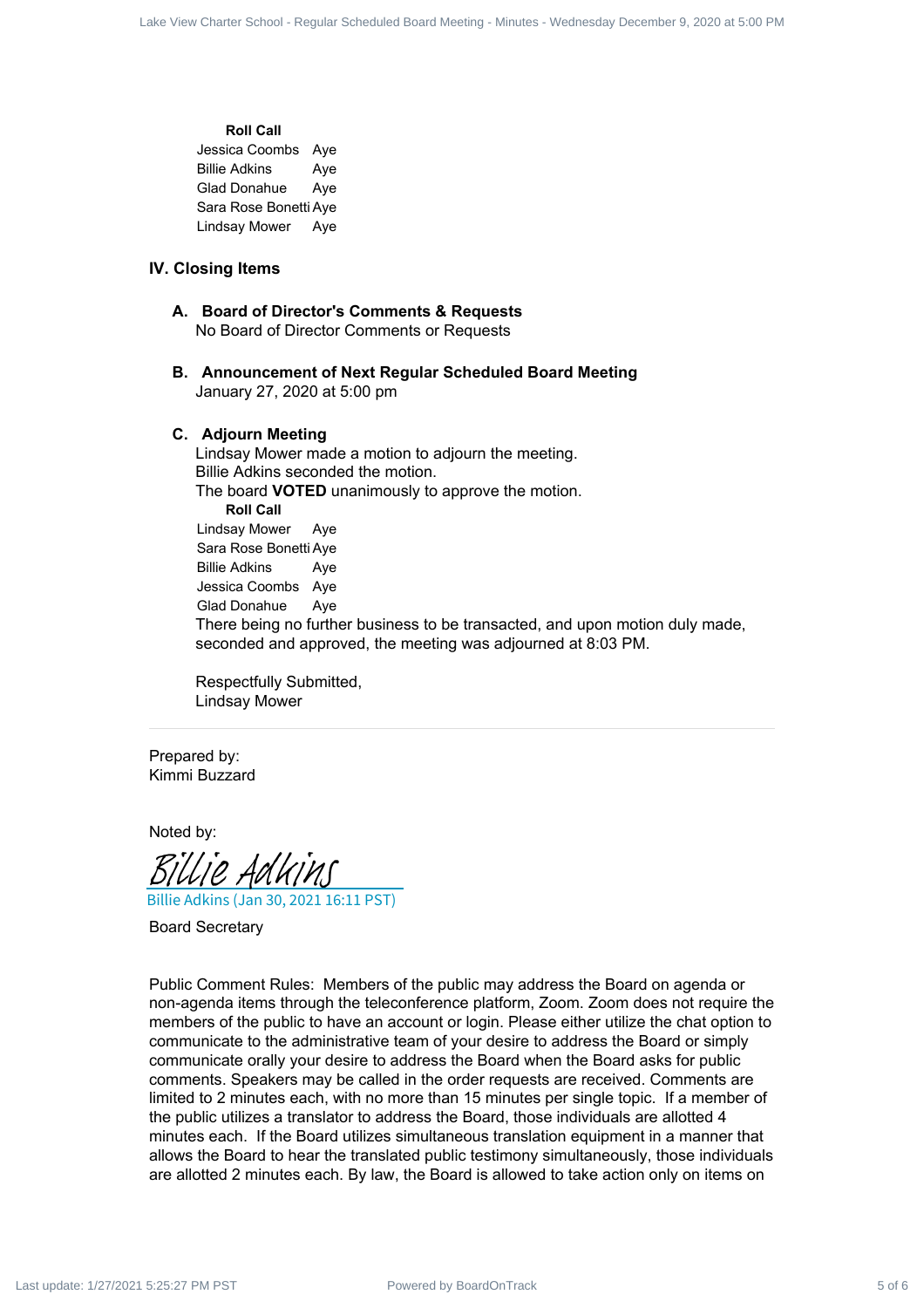**Roll Call**

| | |
|---|---|
| Jessica Coombs | Aye |
| Billie Adkins | Aye |
| Glad Donahue | Aye |
| Sara Rose Bonetti | Aye |
| Lindsay Mower | Aye |

## IV. Closing Items

### A. Board of Director's Comments & Requests

No Board of Director Comments or Requests

### B. Announcement of Next Regular Scheduled Board Meeting

January 27, 2020 at 5:00 pm

### C. Adjourn Meeting

Lindsay Mower made a motion to adjourn the meeting.
Billie Adkins seconded the motion.
The board **VOTED** unanimously to approve the motion.

**Roll Call**

| | |
|---|---|
| Lindsay Mower | Aye |
| Sara Rose Bonetti | Aye |
| Billie Adkins | Aye |
| Jessica Coombs | Aye |
| Glad Donahue | Aye |

There being no further business to be transacted, and upon motion duly made, seconded and approved, the meeting was adjourned at 8:03 PM.

Respectfully Submitted,
Lindsay Mower

---

Prepared by:
Kimmi Buzzard

Noted by:

Billie Adkins
Billie Adkins (Jan 30, 2021 16:11 PST)

Board Secretary

Public Comment Rules: Members of the public may address the Board on agenda or non-agenda items through the teleconference platform, Zoom. Zoom does not require the members of the public to have an account or login. Please either utilize the chat option to communicate to the administrative team of your desire to address the Board or simply communicate orally your desire to address the Board when the Board asks for public comments. Speakers may be called in the order requests are received. Comments are limited to 2 minutes each, with no more than 15 minutes per single topic. If a member of the public utilizes a translator to address the Board, those individuals are allotted 4 minutes each. If the Board utilizes simultaneous translation equipment in a manner that allows the Board to hear the translated public testimony simultaneously, those individuals are allotted 2 minutes each. By law, the Board is allowed to take action only on items on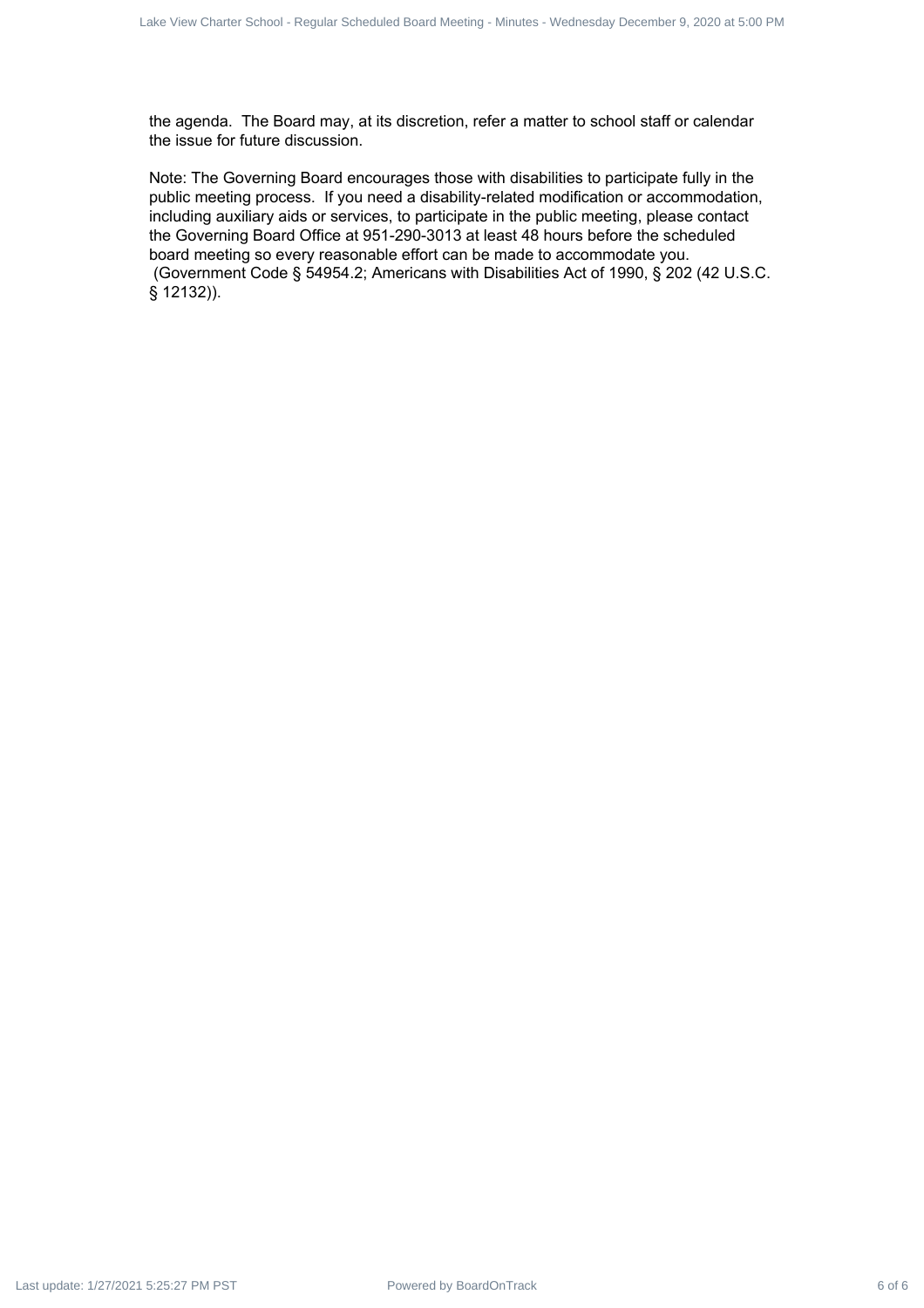the agenda. The Board may, at its discretion, refer a matter to school staff or calendar the issue for future discussion.

Note: The Governing Board encourages those with disabilities to participate fully in the public meeting process. If you need a disability-related modification or accommodation, including auxiliary aids or services, to participate in the public meeting, please contact the Governing Board Office at 951-290-3013 at least 48 hours before the scheduled board meeting so every reasonable effort can be made to accommodate you. (Government Code § 54954.2; Americans with Disabilities Act of 1990, § 202 (42 U.S.C. § 12132)).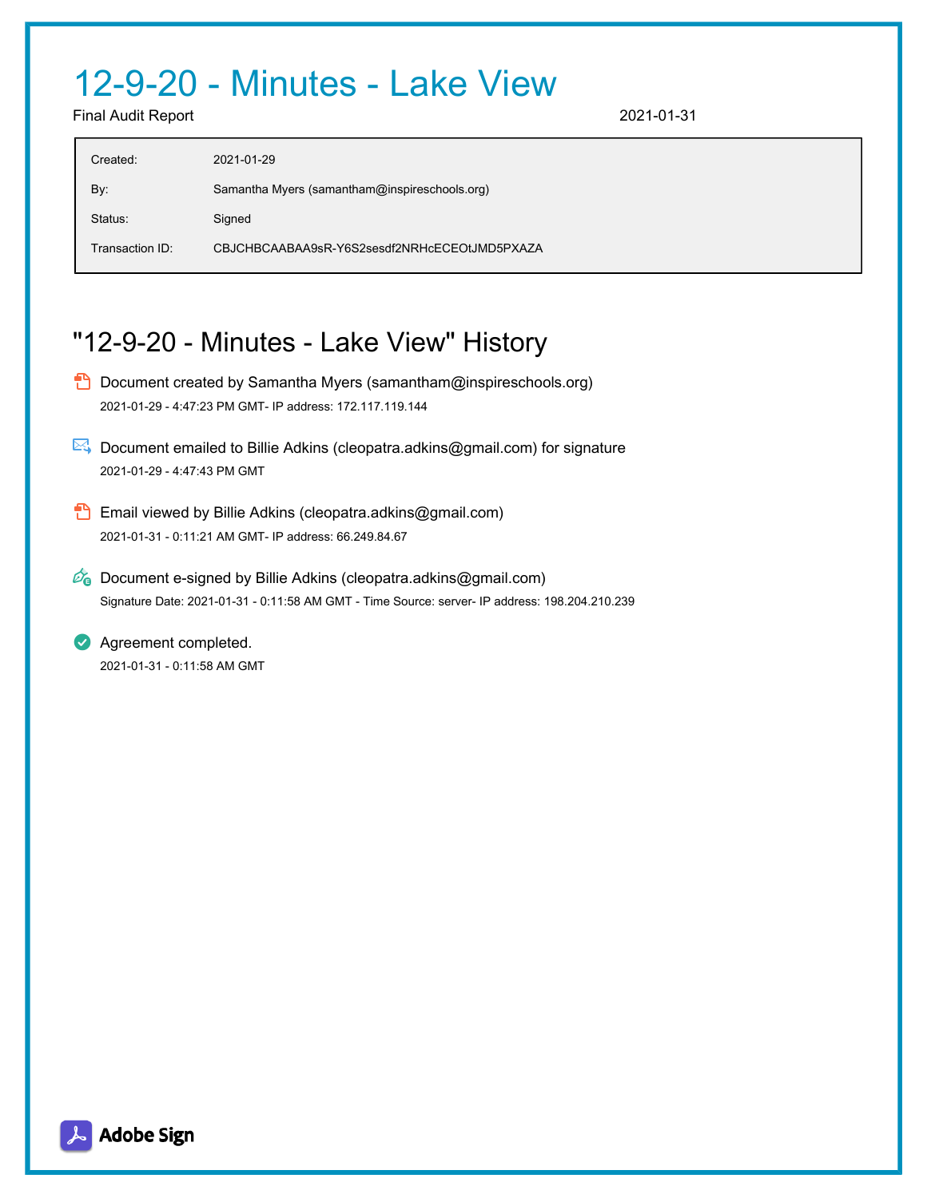# 12-9-20 - Minutes - Lake View

Final Audit Report 2021-01-31

| | |
|---|---|
| Created: | 2021-01-29 |
| By: | Samantha Myers (samantham@inspireschools.org) |
| Status: | Signed |
| Transaction ID: | CBJCHBCAABAA9sR-Y6S2sesdf2NRHcECEOtJMD5PXAZA |

## "12-9-20 - Minutes - Lake View" History

- Document created by Samantha Myers (samantham@inspireschools.org)
  2021-01-29 - 4:47:23 PM GMT- IP address: 172.117.119.144

- Document emailed to Billie Adkins (cleopatra.adkins@gmail.com) for signature
  2021-01-29 - 4:47:43 PM GMT

- Email viewed by Billie Adkins (cleopatra.adkins@gmail.com)
  2021-01-31 - 0:11:21 AM GMT- IP address: 66.249.84.67

- Document e-signed by Billie Adkins (cleopatra.adkins@gmail.com)
  Signature Date: 2021-01-31 - 0:11:58 AM GMT - Time Source: server- IP address: 198.204.210.239

- Agreement completed.
  2021-01-31 - 0:11:58 AM GMT

Adobe Sign